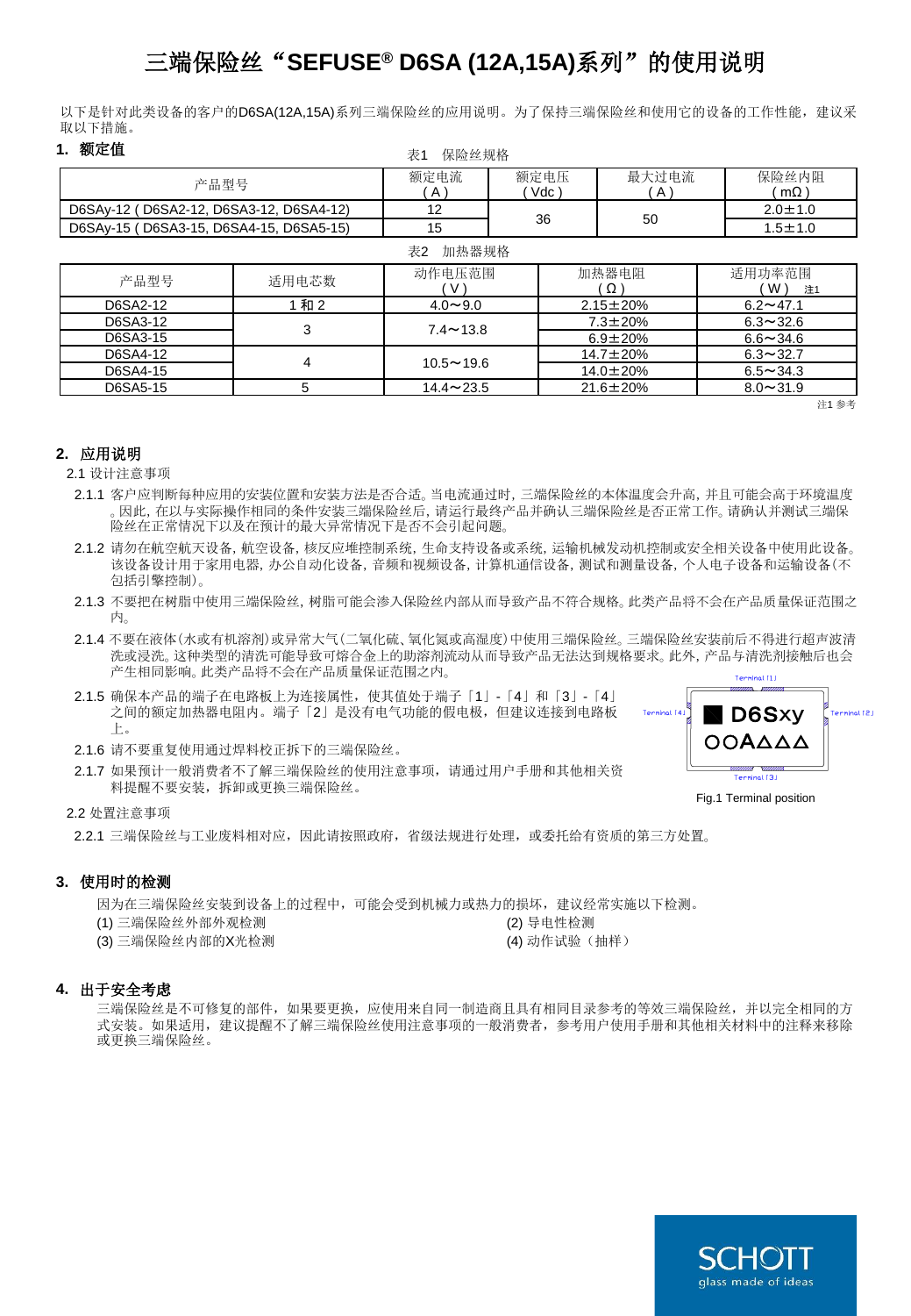# 三端保险丝“SEFUSE® D6SA (12A,15A)系列”的使用说明

以下是针对此类设备的客户的D6SA(12A,15A)系列三端保险丝的应用说明。为了保持三端保险丝和使用它的设备的工作性能，建议采取以下措施。

## 1. 额定值

表1　保险丝规格

| 产品型号 | 额定电流 (A) | 额定电压 (Vdc) | 最大过电流 (A) | 保险丝内阻 (mΩ) |
|---|---|---|---|---|
| D6SAy-12 ( D6SA2-12, D6SA3-12, D6SA4-12) | 12 | 36 | 50 | 2.0±1.0 |
| D6SAy-15 ( D6SA3-15, D6SA4-15, D6SA5-15) | 15 | | | 1.5±1.0 |

表2　加热器规格

| 产品型号 | 适用电芯数 | 动作电压范围 (V) | 加热器电阻 (Ω) | 适用功率范围 (W) 注1 |
|---|---|---|---|---|
| D6SA2-12 | 1 和 2 | 4.0～9.0 | 2.15±20% | 6.2～47.1 |
| D6SA3-12 | 3 | 7.4～13.8 | 7.3±20% | 6.3～32.6 |
| D6SA3-15 | | | 6.9±20% | 6.6～34.6 |
| D6SA4-12 | 4 | 10.5～19.6 | 14.7±20% | 6.3～32.7 |
| D6SA4-15 | | | 14.0±20% | 6.5～34.3 |
| D6SA5-15 | 5 | 14.4～23.5 | 21.6±20% | 8.0～31.9 |

注1 参考

## 2. 应用说明

2.1 设计注意事项

2.1.1 客户应判断每种应用的安装位置和安装方法是否合适。当电流通过时，三端保险丝的本体温度会升高，并且可能会高于环境温度。因此，在以与实际操作相同的条件安装三端保险丝后，请运行最终产品并确认三端保险丝是否正常工作。请确认并测试三端保险丝在正常情况下以及在预计的最大异常情况下是否不会引起问题。

2.1.2 请勿在航空航天设备，航空设备，核反应堆控制系统，生命支持设备或系统，运输机械发动机控制或安全相关设备中使用此设备。该设备设计用于家用电器，办公自动化设备，音频和视频设备，计算机通信设备，测试和测量设备，个人电子设备和运输设备(不包括引擎控制)。

2.1.3 不要把在树脂中使用三端保险丝，树脂可能会渗入保险丝内部从而导致产品不符合规格。此类产品将不会在产品质量保证范围之内。

2.1.4 不要在液体(水或有机溶剂)或异常大气(二氧化硫、氧化氮或高湿度)中使用三端保险丝。三端保险丝安装前后不得进行超声波清洗或浸洗。这种类型的清洗可能导致可熔合金上的助溶剂流动从而导致产品无法达到规格要求。此外，产品与清洗剂接触后也会产生相同影响。此类产品将不会在产品质量保证范围之内。

2.1.5 确保本产品的端子在电路板上为连接属性，使其值处于端子「1」-「4」和「3」-「4」之间的额定加热器电阻内。端子「2」是没有电气功能的假电极，但建议连接到电路板上。

2.1.6 请不要重复使用通过焊料校正拆下的三端保险丝。

2.1.7 如果预计一般消费者不了解三端保险丝的使用注意事项，请通过用户手册和其他相关资料提醒不要安装，拆卸或更换三端保险丝。

Terminal [1]　Terminal [4]　D6Sxy　OOAΔΔΔ　Terminal [2]　Terminal [3]

Fig.1 Terminal position

2.2 处置注意事项

2.2.1 三端保险丝与工业废料相对应，因此请按照政府，省级法规进行处理，或委托给有资质的第三方处置。

## 3. 使用时的检测

因为在三端保险丝安装到设备上的过程中，可能会受到机械力或热力的损坏，建议经常实施以下检测。

(1) 三端保险丝外部外观检测

(2) 导电性检测

(3) 三端保险丝内部的X光检测

(4) 动作试验（抽样）

## 4. 出于安全考虑

三端保险丝是不可修复的部件，如果要更换，应使用来自同一制造商且具有相同目录参考的等效三端保险丝，并以完全相同的方式安装。如果适用，建议提醒不了解三端保险丝使用注意事项的一般消费者，参考用户使用手册和其他相关材料中的注释来移除或更换三端保险丝。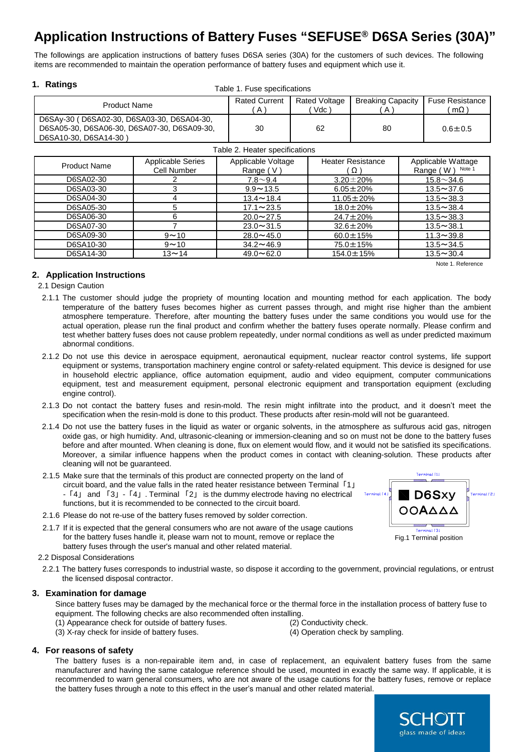# Application Instructions of Battery Fuses "SEFUSE® D6SA Series (30A)"

The followings are application instructions of battery fuses D6SA series (30A) for the customers of such devices. The following items are recommended to maintain the operation performance of battery fuses and equipment which use it.

## 1. Ratings

Table 1. Fuse specifications

| Product Name | Rated Current ( A ) | Rated Voltage ( Vdc ) | Breaking Capacity ( A ) | Fuse Resistance ( mΩ ) |
|---|---|---|---|---|
| D6SAy-30 ( D6SA02-30, D6SA03-30, D6SA04-30, D6SA05-30, D6SA06-30, D6SA07-30, D6SA09-30, D6SA10-30, D6SA14-30 ) | 30 | 62 | 80 | 0.6±0.5 |

Table 2. Heater specifications

| Product Name | Applicable Series Cell Number | Applicable Voltage Range ( V ) | Heater Resistance ( Ω ) | Applicable Wattage Range ( W ) Note 1 |
|---|---|---|---|---|
| D6SA02-30 | 2 | 7.8～9.4 | 3.20±20% | 15.8～34.6 |
| D6SA03-30 | 3 | 9.9～13.5 | 6.05±20% | 13.5～37.6 |
| D6SA04-30 | 4 | 13.4～18.4 | 11.05±20% | 13.5～38.3 |
| D6SA05-30 | 5 | 17.1～23.5 | 18.0±20% | 13.5～38.4 |
| D6SA06-30 | 6 | 20.0～27.5 | 24.7±20% | 13.5～38.3 |
| D6SA07-30 | 7 | 23.0～31.5 | 32.6±20% | 13.5～38.1 |
| D6SA09-30 | 9～10 | 28.0～45.0 | 60.0±15% | 11.3～39.8 |
| D6SA10-30 | 9～10 | 34.2～46.9 | 75.0±15% | 13.5～34.5 |
| D6SA14-30 | 13～14 | 49.0～62.0 | 154.0±15% | 13.5～30.4 |

Note 1. Reference

## 2. Application Instructions

2.1 Design Caution

2.1.1 The customer should judge the propriety of mounting location and mounting method for each application. The body temperature of the battery fuses becomes higher as current passes through, and might rise higher than the ambient atmosphere temperature. Therefore, after mounting the battery fuses under the same conditions you would use for the actual operation, please run the final product and confirm whether the battery fuses operate normally. Please confirm and test whether battery fuses does not cause problem repeatedly, under normal conditions as well as under predicted maximum abnormal conditions.

2.1.2 Do not use this device in aerospace equipment, aeronautical equipment, nuclear reactor control systems, life support equipment or systems, transportation machinery engine control or safety-related equipment. This device is designed for use in household electric appliance, office automation equipment, audio and video equipment, computer communications equipment, test and measurement equipment, personal electronic equipment and transportation equipment (excluding engine control).

2.1.3 Do not contact the battery fuses and resin-mold. The resin might infiltrate into the product, and it doesn't meet the specification when the resin-mold is done to this product. These products after resin-mold will not be guaranteed.

2.1.4 Do not use the battery fuses in the liquid as water or organic solvents, in the atmosphere as sulfurous acid gas, nitrogen oxide gas, or high humidity. And, ultrasonic-cleaning or immersion-cleaning and so on must not be done to the battery fuses before and after mounted. When cleaning is done, flux on element would flow, and it would not be satisfied its specifications. Moreover, a similar influence happens when the product comes in contact with cleaning-solution. These products after cleaning will not be guaranteed.

2.1.5 Make sure that the terminals of this product are connected property on the land of circuit board, and the value falls in the rated heater resistance between Terminal「1」-「4」 and「3」-「4」. Terminal「2」 is the dummy electrode having no electrical functions, but it is recommended to be connected to the circuit board.

2.1.6 Please do not re-use of the battery fuses removed by solder correction.

2.1.7 If it is expected that the general consumers who are not aware of the usage cautions for the battery fuses handle it, please warn not to mount, remove or replace the battery fuses through the user's manual and other related material.

Fig.1 Terminal position

2.2 Disposal Considerations

2.2.1 The battery fuses corresponds to industrial waste, so dispose it according to the government, provincial regulations, or entrust the licensed disposal contractor.

## 3. Examination for damage

Since battery fuses may be damaged by the mechanical force or the thermal force in the installation process of battery fuse to equipment. The following checks are also recommended often installing.

(1) Appearance check for outside of battery fuses.
(2) Conductivity check.
(3) X-ray check for inside of battery fuses.
(4) Operation check by sampling.

## 4. For reasons of safety

The battery fuses is a non-repairable item and, in case of replacement, an equivalent battery fuses from the same manufacturer and having the same catalogue reference should be used, mounted in exactly the same way. If applicable, it is recommended to warn general consumers, who are not aware of the usage cautions for the battery fuses, remove or replace the battery fuses through a note to this effect in the user's manual and other related material.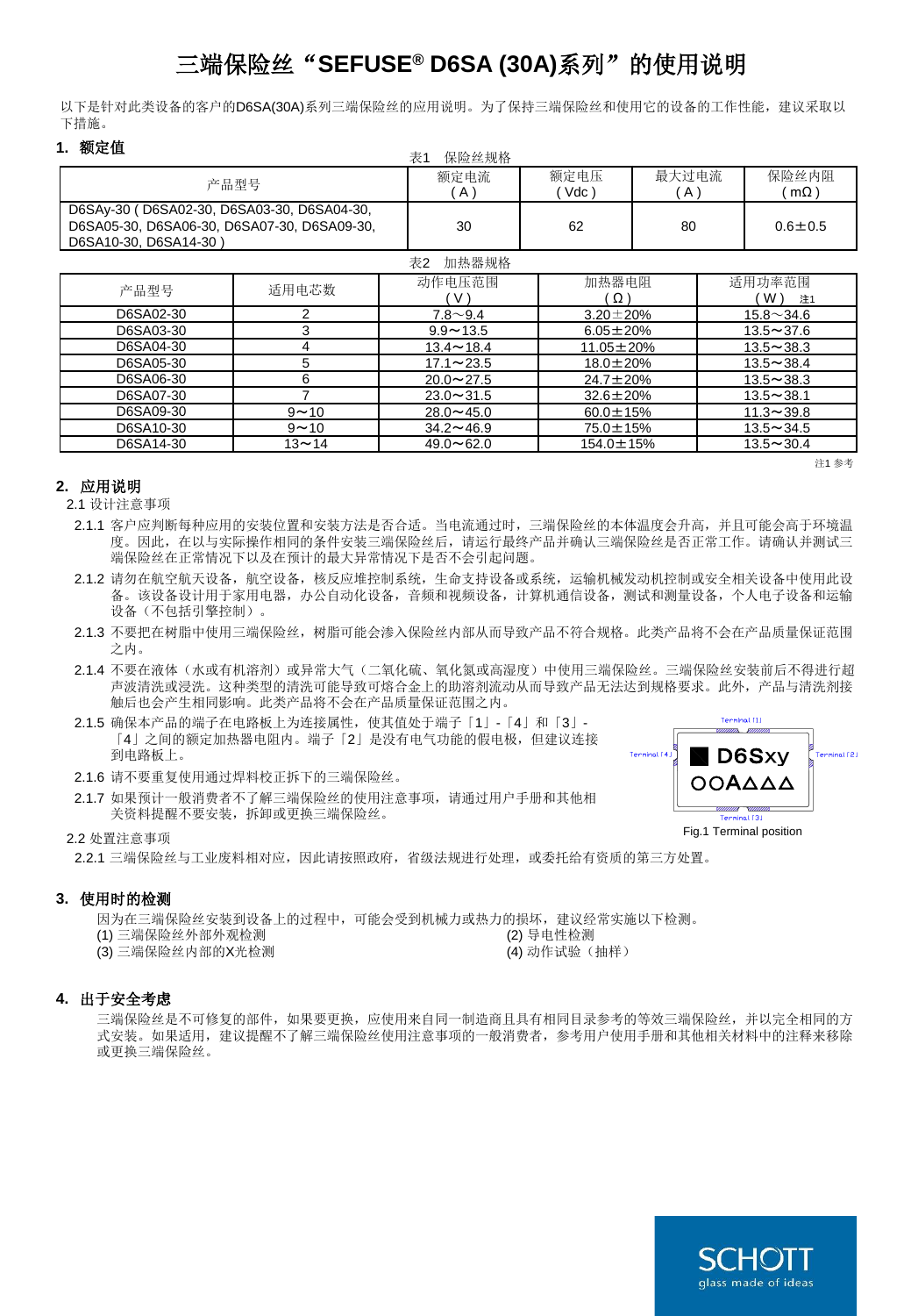// Title is the first line; it uses a single heading level.
# 三端保险丝“SEFUSE® D6SA (30A)系列”的使用说明

以下是针对此类设备的客户的D6SA(30A)系列三端保险丝的应用说明。为了保持三端保险丝和使用它的设备的工作性能，建议采取以下措施。

## 1. 额定值

表1　保险丝规格

| 产品型号 | 额定电流 ( A ) | 额定电压 ( Vdc ) | 最大过电流 ( A ) | 保险丝内阻 ( mΩ ) |
|---|---|---|---|---|
| D6SAy-30 ( D6SA02-30, D6SA03-30, D6SA04-30, D6SA05-30, D6SA06-30, D6SA07-30, D6SA09-30, D6SA10-30, D6SA14-30 ) | 30 | 62 | 80 | 0.6±0.5 |

表2　加热器规格

| 产品型号 | 适用电芯数 | 动作电压范围 ( V ) | 加热器电阻 ( Ω ) | 适用功率范围 ( W ) 注1 |
|---|---|---|---|---|
| D6SA02-30 | 2 | 7.8～9.4 | 3.20±20% | 15.8～34.6 |
| D6SA03-30 | 3 | 9.9～13.5 | 6.05±20% | 13.5～37.6 |
| D6SA04-30 | 4 | 13.4～18.4 | 11.05±20% | 13.5～38.3 |
| D6SA05-30 | 5 | 17.1～23.5 | 18.0±20% | 13.5～38.4 |
| D6SA06-30 | 6 | 20.0～27.5 | 24.7±20% | 13.5～38.3 |
| D6SA07-30 | 7 | 23.0～31.5 | 32.6±20% | 13.5～38.1 |
| D6SA09-30 | 9～10 | 28.0～45.0 | 60.0±15% | 11.3～39.8 |
| D6SA10-30 | 9～10 | 34.2～46.9 | 75.0±15% | 13.5～34.5 |
| D6SA14-30 | 13～14 | 49.0～62.0 | 154.0±15% | 13.5～30.4 |

注1 参考

## 2. 应用说明

2.1 设计注意事项

2.1.1 客户应判断每种应用的安装位置和安装方法是否合适。当电流通过时，三端保险丝的本体温度会升高，并且可能会高于环境温度。因此，在以与实际操作相同的条件安装三端保险丝后，请运行最终产品并确认三端保险丝是否正常工作。请确认并测试三端保险丝在正常情况下以及在预计的最大异常情况下是否不会引起问题。

2.1.2 请勿在航空航天设备，航空设备，核反应堆控制系统，生命支持设备或系统，运输机械发动机控制或安全相关设备中使用此设备。该设备设计用于家用电器，办公自动化设备，音频和视频设备，计算机通信设备，测试和测量设备，个人电子设备和运输设备（不包括引擎控制）。

2.1.3 不要把在树脂中使用三端保险丝，树脂可能会渗入保险丝内部从而导致产品不符合规格。此类产品将不会在产品质量保证范围之内。

2.1.4 不要在液体（水或有机溶剂）或异常大气（二氧化硫、氧化氮或高湿度）中使用三端保险丝。三端保险丝安装前后不得进行超声波清洗或浸洗。这种类型的清洗可能导致可熔合金上的助溶剂流动从而导致产品无法达到规格要求。此外，产品与清洗剂接触后也会产生相同影响。此类产品将不会在产品质量保证范围之内。

2.1.5 确保本产品的端子在电路板上为连接属性，使其值处于端子「1」-「4」和「3」-「4」之间的额定加热器电阻内。端子「2」是没有电气功能的假电极，但建议连接到电路板上。

Terminal [1] / Terminal [2] / Terminal [3] / Terminal [4] — D6Sxy OOAΔΔΔ

Fig.1 Terminal position

2.1.6 请不要重复使用通过焊料校正拆下的三端保险丝。

2.1.7 如果预计一般消费者不了解三端保险丝的使用注意事项，请通过用户手册和其他相关资料提醒不要安装，拆卸或更换三端保险丝。

2.2 处置注意事项

2.2.1 三端保险丝与工业废料相对应，因此请按照政府，省级法规进行处理，或委托给有资质的第三方处置。

## 3. 使用时的检测

因为在三端保险丝安装到设备上的过程中，可能会受到机械力或热力的损坏，建议经常实施以下检测。

(1) 三端保险丝外部外观检测
(2) 导电性检测
(3) 三端保险丝内部的X光检测
(4) 动作试验（抽样）

## 4. 出于安全考虑

三端保险丝是不可修复的部件，如果要更换，应使用来自同一制造商且具有相同目录参考的等效三端保险丝，并以完全相同的方式安装。如果适用，建议提醒不了解三端保险丝使用注意事项的一般消费者，参考用户使用手册和其他相关材料中的注释来移除或更换三端保险丝。

SCHOTT glass made of ideas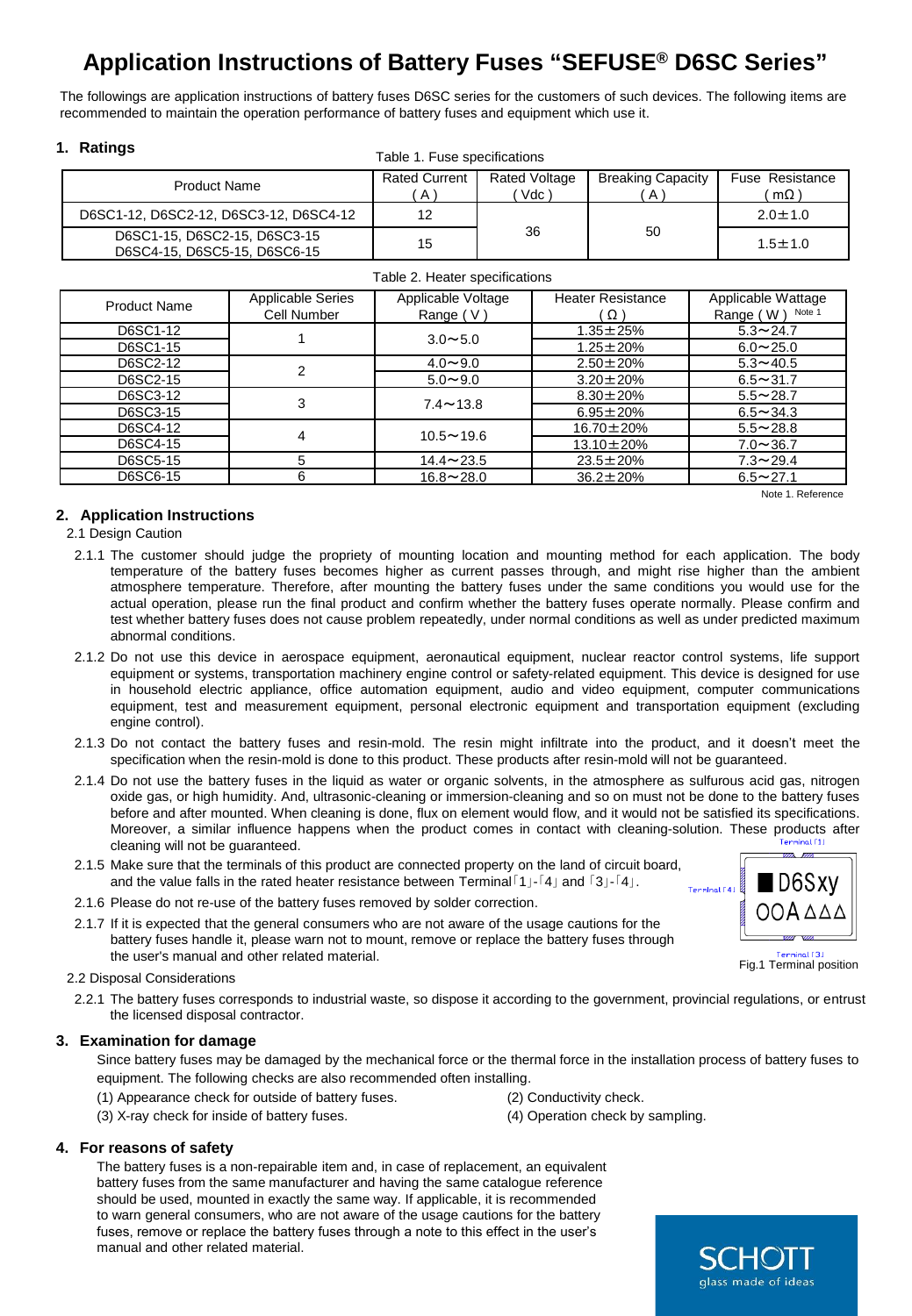# Application Instructions of Battery Fuses "SEFUSE® D6SC Series"

The followings are application instructions of battery fuses D6SC series for the customers of such devices. The following items are recommended to maintain the operation performance of battery fuses and equipment which use it.

## 1. Ratings

Table 1. Fuse specifications

| Product Name | Rated Current ( A ) | Rated Voltage ( Vdc ) | Breaking Capacity ( A ) | Fuse Resistance ( mΩ ) |
|---|---|---|---|---|
| D6SC1-12, D6SC2-12, D6SC3-12, D6SC4-12 | 12 | 36 | 50 | 2.0±1.0 |
| D6SC1-15, D6SC2-15, D6SC3-15 D6SC4-15, D6SC5-15, D6SC6-15 | 15 | | | 1.5±1.0 |

Table 2. Heater specifications

| Product Name | Applicable Series Cell Number | Applicable Voltage Range ( V ) | Heater Resistance ( Ω ) | Applicable Wattage Range ( W ) Note 1 |
|---|---|---|---|---|
| D6SC1-12 | 1 | 3.0∼5.0 | 1.35±25% | 5.3∼24.7 |
| D6SC1-15 | | | 1.25±20% | 6.0∼25.0 |
| D6SC2-12 | 2 | 4.0∼9.0 | 2.50±20% | 5.3∼40.5 |
| D6SC2-15 | | 5.0∼9.0 | 3.20±20% | 6.5∼31.7 |
| D6SC3-12 | 3 | 7.4∼13.8 | 8.30±20% | 5.5∼28.7 |
| D6SC3-15 | | | 6.95±20% | 6.5∼34.3 |
| D6SC4-12 | 4 | 10.5∼19.6 | 16.70±20% | 5.5∼28.8 |
| D6SC4-15 | | | 13.10±20% | 7.0∼36.7 |
| D6SC5-15 | 5 | 14.4∼23.5 | 23.5±20% | 7.3∼29.4 |
| D6SC6-15 | 6 | 16.8∼28.0 | 36.2±20% | 6.5∼27.1 |

Note 1. Reference

## 2. Application Instructions

### 2.1 Design Caution

2.1.1 The customer should judge the propriety of mounting location and mounting method for each application. The body temperature of the battery fuses becomes higher as current passes through, and might rise higher than the ambient atmosphere temperature. Therefore, after mounting the battery fuses under the same conditions you would use for the actual operation, please run the final product and confirm whether the battery fuses operate normally. Please confirm and test whether battery fuses does not cause problem repeatedly, under normal conditions as well as under predicted maximum abnormal conditions.

2.1.2 Do not use this device in aerospace equipment, aeronautical equipment, nuclear reactor control systems, life support equipment or systems, transportation machinery engine control or safety-related equipment. This device is designed for use in household electric appliance, office automation equipment, audio and video equipment, computer communications equipment, test and measurement equipment, personal electronic equipment and transportation equipment (excluding engine control).

2.1.3 Do not contact the battery fuses and resin-mold. The resin might infiltrate into the product, and it doesn't meet the specification when the resin-mold is done to this product. These products after resin-mold will not be guaranteed.

2.1.4 Do not use the battery fuses in the liquid as water or organic solvents, in the atmosphere as sulfurous acid gas, nitrogen oxide gas, or high humidity. And, ultrasonic-cleaning or immersion-cleaning and so on must not be done to the battery fuses before and after mounted. When cleaning is done, flux on element would flow, and it would not be satisfied its specifications. Moreover, a similar influence happens when the product comes in contact with cleaning-solution. These products after cleaning will not be guaranteed.

2.1.5 Make sure that the terminals of this product are connected property on the land of circuit board, and the value falls in the rated heater resistance between Terminal「1」-「4」 and「3」-「4」.

2.1.6 Please do not re-use of the battery fuses removed by solder correction.

2.1.7 If it is expected that the general consumers who are not aware of the usage cautions for the battery fuses handle it, please warn not to mount, remove or replace the battery fuses through the user's manual and other related material.

Terminal「1」 Terminal「4」 D6Sxy OOA△△△ Terminal「3」

Fig.1 Terminal position

### 2.2 Disposal Considerations

2.2.1 The battery fuses corresponds to industrial waste, so dispose it according to the government, provincial regulations, or entrust the licensed disposal contractor.

## 3. Examination for damage

Since battery fuses may be damaged by the mechanical force or the thermal force in the installation process of battery fuses to equipment. The following checks are also recommended often installing.

(1) Appearance check for outside of battery fuses.
(2) Conductivity check.
(3) X-ray check for inside of battery fuses.
(4) Operation check by sampling.

## 4. For reasons of safety

The battery fuses is a non-repairable item and, in case of replacement, an equivalent battery fuses from the same manufacturer and having the same catalogue reference should be used, mounted in exactly the same way. If applicable, it is recommended to warn general consumers, who are not aware of the usage cautions for the battery fuses, remove or replace the battery fuses through a note to this effect in the user's manual and other related material.

SCHOTT glass made of ideas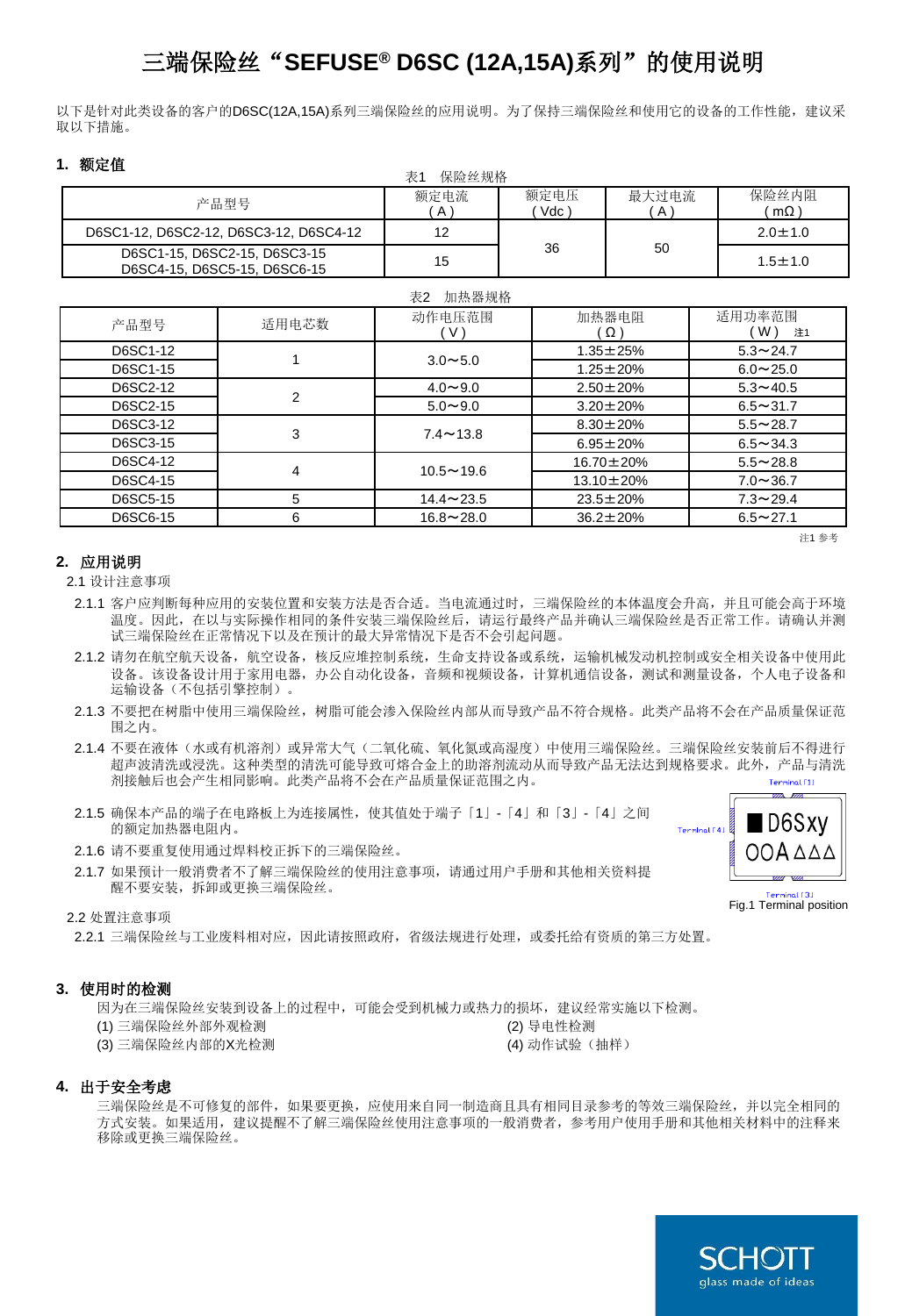# 三端保险丝“SEFUSE® D6SC (12A,15A)系列”的使用说明

以下是针对此类设备的客户的D6SC(12A,15A)系列三端保险丝的应用说明。为了保持三端保险丝和使用它的设备的工作性能，建议采取以下措施。

## 1. 额定值

表1 保险丝规格

| 产品型号 | 额定电流 (A) | 额定电压 (Vdc) | 最大过电流 (A) | 保险丝内阻 (mΩ) |
|---|---|---|---|---|
| D6SC1-12, D6SC2-12, D6SC3-12, D6SC4-12 | 12 | 36 | 50 | 2.0±1.0 |
| D6SC1-15, D6SC2-15, D6SC3-15 D6SC4-15, D6SC5-15, D6SC6-15 | 15 | | | 1.5±1.0 |

表2 加热器规格

| 产品型号 | 适用电芯数 | 动作电压范围 (V) | 加热器电阻 (Ω) | 适用功率范围 (W) 注1 |
|---|---|---|---|---|
| D6SC1-12 | 1 | 3.0～5.0 | 1.35±25% | 5.3～24.7 |
| D6SC1-15 | | | 1.25±20% | 6.0～25.0 |
| D6SC2-12 | 2 | 4.0～9.0 | 2.50±20% | 5.3～40.5 |
| D6SC2-15 | | 5.0～9.0 | 3.20±20% | 6.5～31.7 |
| D6SC3-12 | 3 | 7.4～13.8 | 8.30±20% | 5.5～28.7 |
| D6SC3-15 | | | 6.95±20% | 6.5～34.3 |
| D6SC4-12 | 4 | 10.5～19.6 | 16.70±20% | 5.5～28.8 |
| D6SC4-15 | | | 13.10±20% | 7.0～36.7 |
| D6SC5-15 | 5 | 14.4～23.5 | 23.5±20% | 7.3～29.4 |
| D6SC6-15 | 6 | 16.8～28.0 | 36.2±20% | 6.5～27.1 |

注1 参考

## 2. 应用说明

2.1 设计注意事项

2.1.1 客户应判断每种应用的安装位置和安装方法是否合适。当电流通过时，三端保险丝的本体温度会升高，并且可能会高于环境温度。因此，在以与实际操作相同的条件安装三端保险丝后，请运行最终产品并确认三端保险丝是否正常工作。请确认并测试三端保险丝在正常情况下以及在预计的最大异常情况下是否不会引起问题。

2.1.2 请勿在航空航天设备，航空设备，核反应堆控制系统，生命支持设备或系统，运输机械发动机控制或安全相关设备中使用此设备。该设备设计用于家用电器，办公自动化设备，音频和视频设备，计算机通信设备，测试和测量设备，个人电子设备和运输设备（不包括引擎控制）。

2.1.3 不要把在树脂中使用三端保险丝，树脂可能会渗入保险丝内部从而导致产品不符合规格。此类产品将不会在产品质量保证范围之内。

2.1.4 不要在液体（水或有机溶剂）或异常大气（二氧化硫、氧化氮或高湿度）中使用三端保险丝。三端保险丝安装前后不得进行超声波清洗或浸洗。这种类型的清洗可能导致可熔合金上的助溶剂流动从而导致产品无法达到规格要求。此外，产品与清洗剂接触后也会产生相同影响。此类产品将不会在产品质量保证范围之内。

2.1.5 确保本产品的端子在电路板上为连接属性，使其值处于端子「1」-「4」和「3」-「4」之间的额定加热器电阻内。

2.1.6 请不要重复使用通过焊料校正拆下的三端保险丝。

2.1.7 如果预计一般消费者不了解三端保险丝的使用注意事项，请通过用户手册和其他相关资料提醒不要安装，拆卸或更换三端保险丝。

Terminal「1」 Terminal「4」 D6Sxy OOA△△△ Terminal「3」

Fig.1 Terminal position

2.2 处置注意事项

2.2.1 三端保险丝与工业废料相对应，因此请按照政府，省级法规进行处理，或委托给有资质的第三方处置。

## 3. 使用时的检测

因为在三端保险丝安装到设备上的过程中，可能会受到机械力或热力的损坏，建议经常实施以下检测。

(1) 三端保险丝外部外观检测
(2) 导电性检测
(3) 三端保险丝内部的X光检测
(4) 动作试验（抽样）

## 4. 出于安全考虑

三端保险丝是不可修复的部件，如果要更换，应使用来自同一制造商且具有相同目录参考的等效三端保险丝，并以完全相同的方式安装。如果适用，建议提醒不了解三端保险丝使用注意事项的一般消费者，参考用户使用手册和其他相关材料中的注释来移除或更换三端保险丝。

SCHOTT glass made of ideas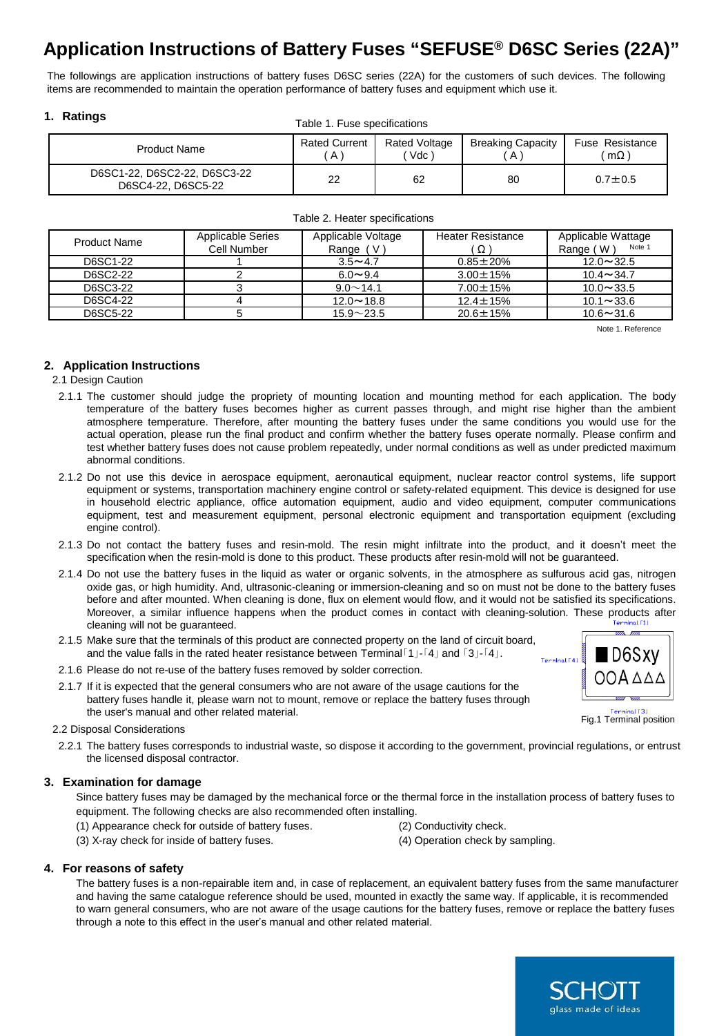# Application Instructions of Battery Fuses "SEFUSE® D6SC Series (22A)"

The followings are application instructions of battery fuses D6SC series (22A) for the customers of such devices. The following items are recommended to maintain the operation performance of battery fuses and equipment which use it.

## 1. Ratings

Table 1. Fuse specifications

| Product Name | Rated Current ( A ) | Rated Voltage ( Vdc ) | Breaking Capacity ( A ) | Fuse Resistance ( mΩ ) |
|---|---|---|---|---|
| D6SC1-22, D6SC2-22, D6SC3-22 D6SC4-22, D6SC5-22 | 22 | 62 | 80 | 0.7±0.5 |

Table 2. Heater specifications

| Product Name | Applicable Series Cell Number | Applicable Voltage Range ( V ) | Heater Resistance ( Ω ) | Applicable Wattage Range ( W ) Note 1 |
|---|---|---|---|---|
| D6SC1-22 | 1 | 3.5～4.7 | 0.85±20% | 12.0～32.5 |
| D6SC2-22 | 2 | 6.0～9.4 | 3.00±15% | 10.4～34.7 |
| D6SC3-22 | 3 | 9.0～14.1 | 7.00±15% | 10.0～33.5 |
| D6SC4-22 | 4 | 12.0～18.8 | 12.4±15% | 10.1～33.6 |
| D6SC5-22 | 5 | 15.9～23.5 | 20.6±15% | 10.6～31.6 |

Note 1. Reference

## 2. Application Instructions

2.1 Design Caution

2.1.1 The customer should judge the propriety of mounting location and mounting method for each application. The body temperature of the battery fuses becomes higher as current passes through, and might rise higher than the ambient atmosphere temperature. Therefore, after mounting the battery fuses under the same conditions you would use for the actual operation, please run the final product and confirm whether the battery fuses operate normally. Please confirm and test whether battery fuses does not cause problem repeatedly, under normal conditions as well as under predicted maximum abnormal conditions.

2.1.2 Do not use this device in aerospace equipment, aeronautical equipment, nuclear reactor control systems, life support equipment or systems, transportation machinery engine control or safety-related equipment. This device is designed for use in household electric appliance, office automation equipment, audio and video equipment, computer communications equipment, test and measurement equipment, personal electronic equipment and transportation equipment (excluding engine control).

2.1.3 Do not contact the battery fuses and resin-mold. The resin might infiltrate into the product, and it doesn't meet the specification when the resin-mold is done to this product. These products after resin-mold will not be guaranteed.

2.1.4 Do not use the battery fuses in the liquid as water or organic solvents, in the atmosphere as sulfurous acid gas, nitrogen oxide gas, or high humidity. And, ultrasonic-cleaning or immersion-cleaning and so on must not be done to the battery fuses before and after mounted. When cleaning is done, flux on element would flow, and it would not be satisfied its specifications. Moreover, a similar influence happens when the product comes in contact with cleaning-solution. These products after cleaning will not be guaranteed.

2.1.5 Make sure that the terminals of this product are connected property on the land of circuit board, and the value falls in the rated heater resistance between Terminal「1」-「4」 and 「3」-「4」.

2.1.6 Please do not re-use of the battery fuses removed by solder correction.

2.1.7 If it is expected that the general consumers who are not aware of the usage cautions for the battery fuses handle it, please warn not to mount, remove or replace the battery fuses through the user's manual and other related material.

Terminal「1」 Terminal「4」 D6Sxy OOA△△△ Terminal「3」

Fig.1 Terminal position

2.2 Disposal Considerations

2.2.1 The battery fuses corresponds to industrial waste, so dispose it according to the government, provincial regulations, or entrust the licensed disposal contractor.

## 3. Examination for damage

Since battery fuses may be damaged by the mechanical force or the thermal force in the installation process of battery fuses to equipment. The following checks are also recommended often installing.

(1) Appearance check for outside of battery fuses.
(2) Conductivity check.
(3) X-ray check for inside of battery fuses.
(4) Operation check by sampling.

## 4. For reasons of safety

The battery fuses is a non-repairable item and, in case of replacement, an equivalent battery fuses from the same manufacturer and having the same catalogue reference should be used, mounted in exactly the same way. If applicable, it is recommended to warn general consumers, who are not aware of the usage cautions for the battery fuses, remove or replace the battery fuses through a note to this effect in the user's manual and other related material.

SCHOTT glass made of ideas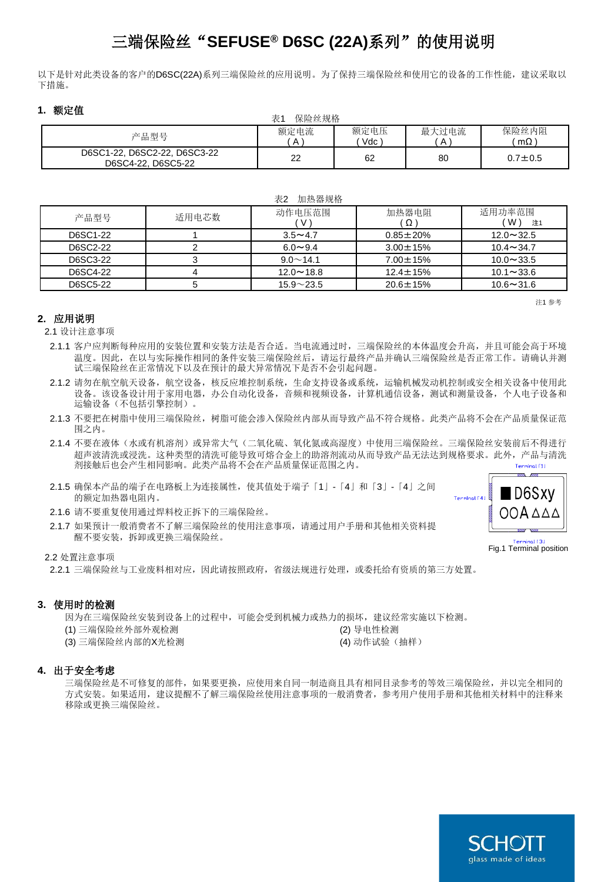# 三端保险丝“SEFUSE® D6SC (22A)系列”的使用说明

以下是针对此类设备的客户的D6SC(22A)系列三端保险丝的应用说明。为了保持三端保险丝和使用它的设备的工作性能，建议采取以下措施。

## 1. 额定值

表1　保险丝规格

| 产品型号 | 额定电流 (A) | 额定电压 (Vdc) | 最大过电流 (A) | 保险丝内阻 (mΩ) |
|---|---|---|---|---|
| D6SC1-22, D6SC2-22, D6SC3-22 D6SC4-22, D6SC5-22 | 22 | 62 | 80 | 0.7±0.5 |

表2　加热器规格

| 产品型号 | 适用电芯数 | 动作电压范围 (V) | 加热器电阻 (Ω) | 适用功率范围 (W) 注1 |
|---|---|---|---|---|
| D6SC1-22 | 1 | 3.5～4.7 | 0.85±20% | 12.0～32.5 |
| D6SC2-22 | 2 | 6.0～9.4 | 3.00±15% | 10.4～34.7 |
| D6SC3-22 | 3 | 9.0～14.1 | 7.00±15% | 10.0～33.5 |
| D6SC4-22 | 4 | 12.0～18.8 | 12.4±15% | 10.1～33.6 |
| D6SC5-22 | 5 | 15.9～23.5 | 20.6±15% | 10.6～31.6 |

注1 参考

## 2. 应用说明

2.1 设计注意事项

2.1.1 客户应判断每种应用的安装位置和安装方法是否合适。当电流通过时，三端保险丝的本体温度会升高，并且可能会高于环境温度。因此，在以与实际操作相同的条件安装三端保险丝后，请运行最终产品并确认三端保险丝是否正常工作。请确认并测试三端保险丝在正常情况下以及在预计的最大异常情况下是否不会引起问题。

2.1.2 请勿在航空航天设备，航空设备，核反应堆控制系统，生命支持设备或系统，运输机械发动机控制或安全相关设备中使用此设备。该设备设计用于家用电器，办公自动化设备，音频和视频设备，计算机通信设备，测试和测量设备，个人电子设备和运输设备（不包括引擎控制）。

2.1.3 不要把在树脂中使用三端保险丝，树脂可能会渗入保险丝内部从而导致产品不符合规格。此类产品将不会在产品质量保证范围之内。

2.1.4 不要在液体（水或有机溶剂）或异常大气（二氧化硫、氧化氮或高湿度）中使用三端保险丝。三端保险丝安装前后不得进行超声波清洗或浸洗。这种类型的清洗可能导致可熔合金上的助溶剂流动从而导致产品无法达到规格要求。此外，产品与清洗剂接触后也会产生相同影响。此类产品将不会在产品质量保证范围之内。

2.1.5 确保本产品的端子在电路板上为连接属性，使其值处于端子「1」-「4」和「3」-「4」之间的额定加热器电阻内。

2.1.6 请不要重复使用通过焊料校正拆下的三端保险丝。

2.1.7 如果预计一般消费者不了解三端保险丝的使用注意事项，请通过用户手册和其他相关资料提醒不要安装，拆卸或更换三端保险丝。

Terminal「1」 Terminal「4」 D6Sxy OOA△△△ Terminal「3」

Fig.1 Terminal position

2.2 处置注意事项

2.2.1 三端保险丝与工业废料相对应，因此请按照政府，省级法规进行处理，或委托给有资质的第三方处置。

## 3. 使用时的检测

因为在三端保险丝安装到设备上的过程中，可能会受到机械力或热力的损坏，建议经常实施以下检测。

(1) 三端保险丝外部外观检测

(2) 导电性检测

(3) 三端保险丝内部的X光检测

(4) 动作试验（抽样）

## 4. 出于安全考虑

三端保险丝是不可修复的部件，如果要更换，应使用来自同一制造商且具有相同目录参考的等效三端保险丝，并以完全相同的方式安装。如果适用，建议提醒不了解三端保险丝使用注意事项的一般消费者，参考用户使用手册和其他相关材料中的注释来移除或更换三端保险丝。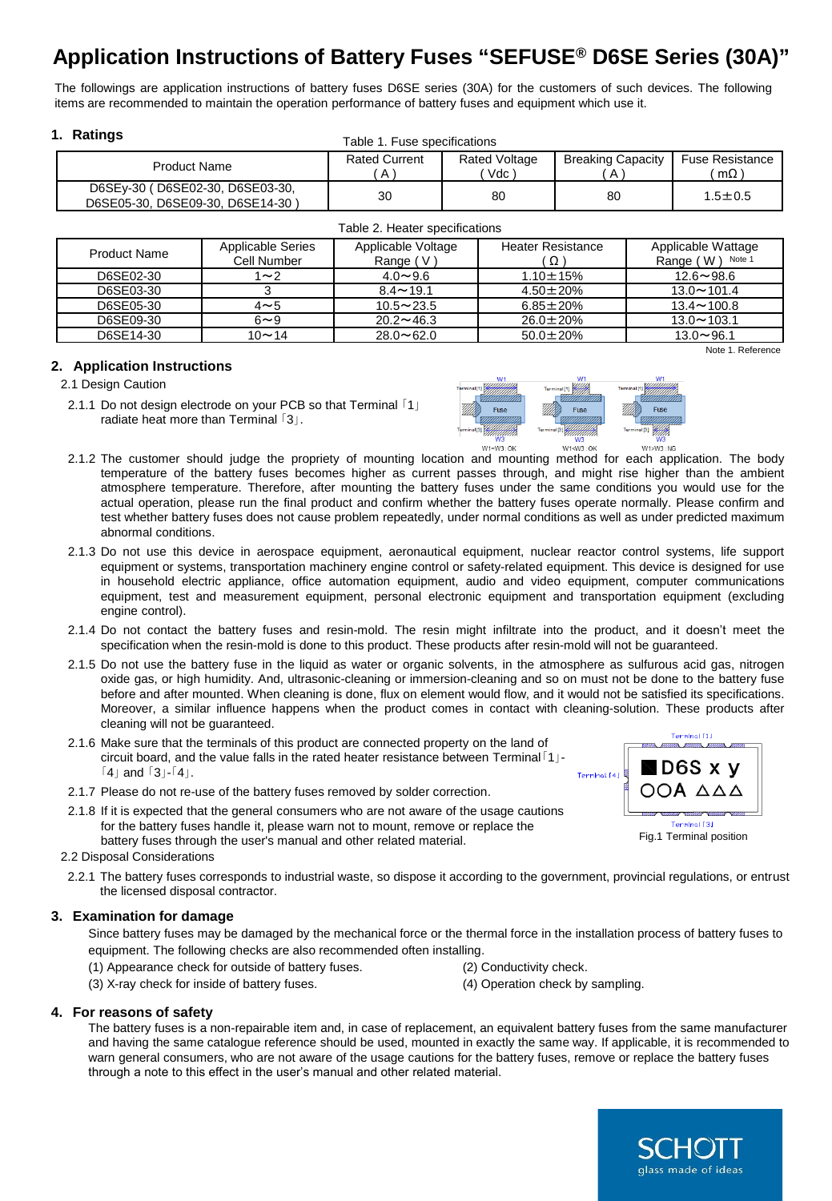# Application Instructions of Battery Fuses "SEFUSE® D6SE Series (30A)"

The followings are application instructions of battery fuses D6SE series (30A) for the customers of such devices. The following items are recommended to maintain the operation performance of battery fuses and equipment which use it.

## 1. Ratings

Table 1. Fuse specifications

| Product Name | Rated Current ( A ) | Rated Voltage ( Vdc ) | Breaking Capacity ( A ) | Fuse Resistance ( mΩ ) |
|---|---|---|---|---|
| D6SEy-30 ( D6SE02-30, D6SE03-30, D6SE05-30, D6SE09-30, D6SE14-30 ) | 30 | 80 | 80 | 1.5±0.5 |

Table 2. Heater specifications

| Product Name | Applicable Series Cell Number | Applicable Voltage Range ( V ) | Heater Resistance ( Ω ) | Applicable Wattage Range ( W ) Note 1 |
|---|---|---|---|---|
| D6SE02-30 | 1～2 | 4.0～9.6 | 1.10±15% | 12.6～98.6 |
| D6SE03-30 | 3 | 8.4～19.1 | 4.50±20% | 13.0～101.4 |
| D6SE05-30 | 4～5 | 10.5～23.5 | 6.85±20% | 13.4～100.8 |
| D6SE09-30 | 6～9 | 20.2～46.3 | 26.0±20% | 13.0～103.1 |
| D6SE14-30 | 10～14 | 28.0～62.0 | 50.0±20% | 13.0～96.1 |

Note 1. Reference

## 2. Application Instructions

### 2.1 Design Caution

2.1.1 Do not design electrode on your PCB so that Terminal「1」 radiate heat more than Terminal「3」.

W1=W3 :OK W1<W3 :OK W1>W3 :NG

2.1.2 The customer should judge the propriety of mounting location and mounting method for each application. The body temperature of the battery fuses becomes higher as current passes through, and might rise higher than the ambient atmosphere temperature. Therefore, after mounting the battery fuses under the same conditions you would use for the actual operation, please run the final product and confirm whether the battery fuses operate normally. Please confirm and test whether battery fuses does not cause problem repeatedly, under normal conditions as well as under predicted maximum abnormal conditions.

2.1.3 Do not use this device in aerospace equipment, aeronautical equipment, nuclear reactor control systems, life support equipment or systems, transportation machinery engine control or safety-related equipment. This device is designed for use in household electric appliance, office automation equipment, audio and video equipment, computer communications equipment, test and measurement equipment, personal electronic equipment and transportation equipment (excluding engine control).

2.1.4 Do not contact the battery fuses and resin-mold. The resin might infiltrate into the product, and it doesn't meet the specification when the resin-mold is done to this product. These products after resin-mold will not be guaranteed.

2.1.5 Do not use the battery fuse in the liquid as water or organic solvents, in the atmosphere as sulfurous acid gas, nitrogen oxide gas, or high humidity. And, ultrasonic-cleaning or immersion-cleaning and so on must not be done to the battery fuse before and after mounted. When cleaning is done, flux on element would flow, and it would not be satisfied its specifications. Moreover, a similar influence happens when the product comes in contact with cleaning-solution. These products after cleaning will not be guaranteed.

2.1.6 Make sure that the terminals of this product are connected property on the land of circuit board, and the value falls in the rated heater resistance between Terminal「1」-「4」 and「3」-「4」.

2.1.7 Please do not re-use of the battery fuses removed by solder correction.

2.1.8 If it is expected that the general consumers who are not aware of the usage cautions for the battery fuses handle it, please warn not to mount, remove or replace the battery fuses through the user's manual and other related material.

Fig.1 Terminal position

### 2.2 Disposal Considerations

2.2.1 The battery fuses corresponds to industrial waste, so dispose it according to the government, provincial regulations, or entrust the licensed disposal contractor.

## 3. Examination for damage

Since battery fuses may be damaged by the mechanical force or the thermal force in the installation process of battery fuses to equipment. The following checks are also recommended often installing.

(1) Appearance check for outside of battery fuses.
(2) Conductivity check.
(3) X-ray check for inside of battery fuses.
(4) Operation check by sampling.

## 4. For reasons of safety

The battery fuses is a non-repairable item and, in case of replacement, an equivalent battery fuses from the same manufacturer and having the same catalogue reference should be used, mounted in exactly the same way. If applicable, it is recommended to warn general consumers, who are not aware of the usage cautions for the battery fuses, remove or replace the battery fuses through a note to this effect in the user's manual and other related material.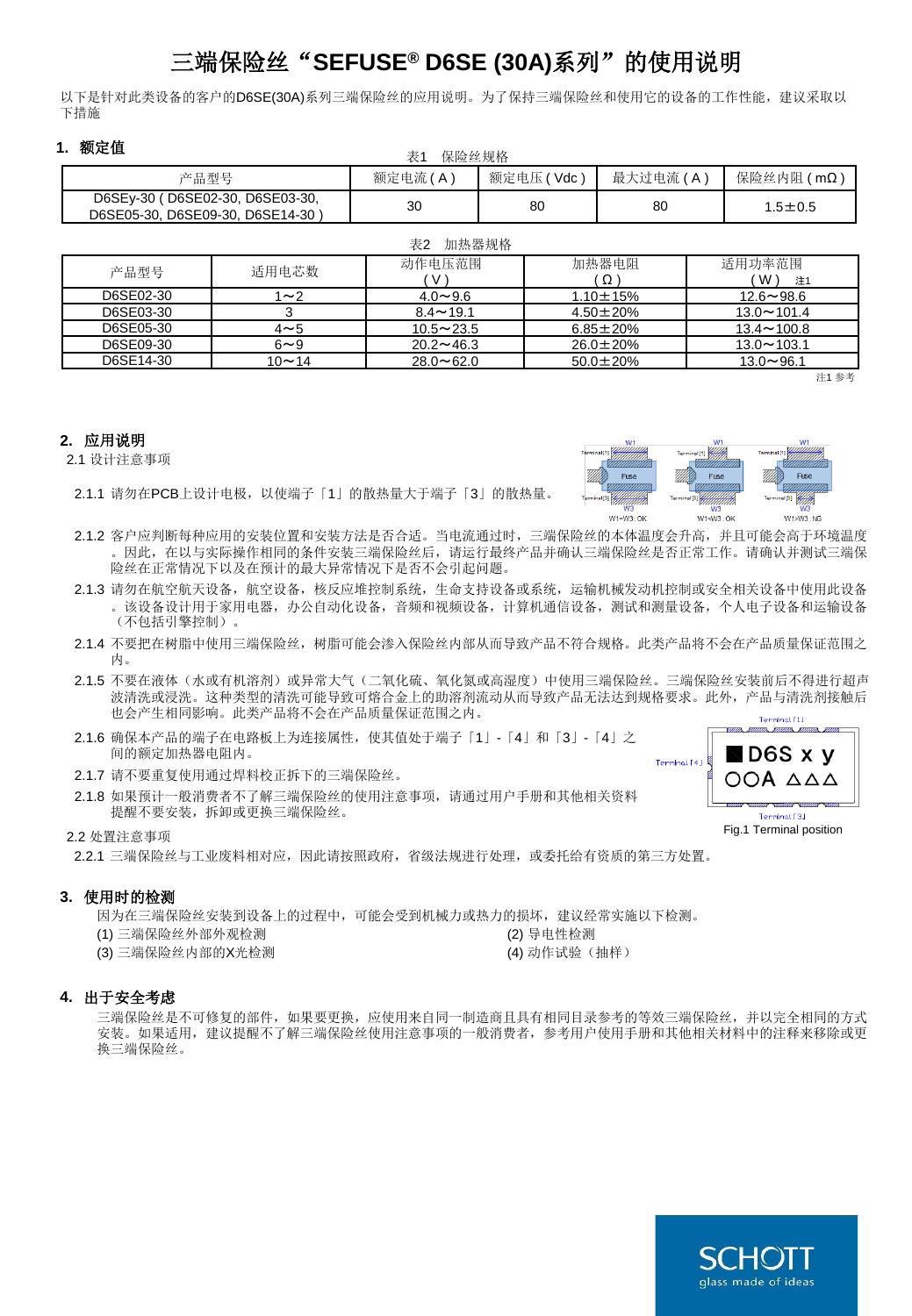# 三端保险丝“SEFUSE® D6SE (30A)系列”的使用说明

以下是针对此类设备的客户的D6SE(30A)系列三端保险丝的应用说明。为了保持三端保险丝和使用它的设备的工作性能，建议采取以下措施

## 1. 额定值

表1　保险丝规格

| 产品型号 | 额定电流 ( A ) | 额定电压 ( Vdc ) | 最大过电流 ( A ) | 保险丝内阻 ( mΩ ) |
|---|---|---|---|---|
| D6SEy-30 ( D6SE02-30, D6SE03-30, D6SE05-30, D6SE09-30, D6SE14-30 ) | 30 | 80 | 80 | 1.5±0.5 |

表2　加热器规格

| 产品型号 | 适用电芯数 | 动作电压范围 ( V ) | 加热器电阻 ( Ω ) | 适用功率范围 ( W ) 注1 |
|---|---|---|---|---|
| D6SE02-30 | 1～2 | 4.0～9.6 | 1.10±15% | 12.6～98.6 |
| D6SE03-30 | 3 | 8.4～19.1 | 4.50±20% | 13.0～101.4 |
| D6SE05-30 | 4～5 | 10.5～23.5 | 6.85±20% | 13.4～100.8 |
| D6SE09-30 | 6～9 | 20.2～46.3 | 26.0±20% | 13.0～103.1 |
| D6SE14-30 | 10～14 | 28.0～62.0 | 50.0±20% | 13.0～96.1 |

注1 参考

## 2. 应用说明

2.1 设计注意事项

2.1.1 请勿在PCB上设计电极，以使端子「1」的散热量大于端子「3」的散热量。

W1=W3 : OK　　W1<W3 : OK　　W1>W3 : NG

2.1.2 客户应判断每种应用的安装位置和安装方法是否合适。当电流通过时，三端保险丝的本体温度会升高，并且可能会高于环境温度。因此，在以与实际操作相同的条件安装三端保险丝后，请运行最终产品并确认三端保险丝是否正常工作。请确认并测试三端保险丝在正常情况下以及在预计的最大异常情况下是否不会引起问题。

2.1.3 请勿在航空航天设备，航空设备，核反应堆控制系统，生命支持设备或系统，运输机械发动机控制或安全相关设备中使用此设备。该设备设计用于家用电器，办公自动化设备，音频和视频设备，计算机通信设备，测试和测量设备，个人电子设备和运输设备（不包括引擎控制）。

2.1.4 不要把在树脂中使用三端保险丝，树脂可能会渗入保险丝内部从而导致产品不符合规格。此类产品将不会在产品质量保证范围之内。

2.1.5 不要在液体（水或有机溶剂）或异常大气（二氧化硫、氧化氮或高湿度）中使用三端保险丝。三端保险丝安装前后不得进行超声波清洗或浸洗。这种类型的清洗可能导致可熔合金上的助溶剂流动从而导致产品无法达到规格要求。此外，产品与清洗剂接触后也会产生相同影响。此类产品将不会在产品质量保证范围之内。

2.1.6 确保本产品的端子在电路板上为连接属性，使其值处于端子「1」-「4」和「3」-「4」之间的额定加热器电阻内。

2.1.7 请不要重复使用通过焊料校正拆下的三端保险丝。

2.1.8 如果预计一般消费者不了解三端保险丝的使用注意事项，请通过用户手册和其他相关资料提醒不要安装，拆卸或更换三端保险丝。

Fig.1 Terminal position

2.2 处置注意事项

2.2.1 三端保险丝与工业废料相对应，因此请按照政府，省级法规进行处理，或委托给有资质的第三方处置。

## 3. 使用时的检测

因为在三端保险丝安装到设备上的过程中，可能会受到机械力或热力的损坏，建议经常实施以下检测。

(1) 三端保险丝外部外观检测
(2) 导电性检测
(3) 三端保险丝内部的X光检测
(4) 动作试验（抽样）

## 4. 出于安全考虑

三端保险丝是不可修复的部件，如果要更换，应使用来自同一制造商且具有相同目录参考的等效三端保险丝，并以完全相同的方式安装。如果适用，建议提醒不了解三端保险丝使用注意事项的一般消费者，参考用户使用手册和其他相关材料中的注释来移除或更换三端保险丝。

SCHOTT glass made of ideas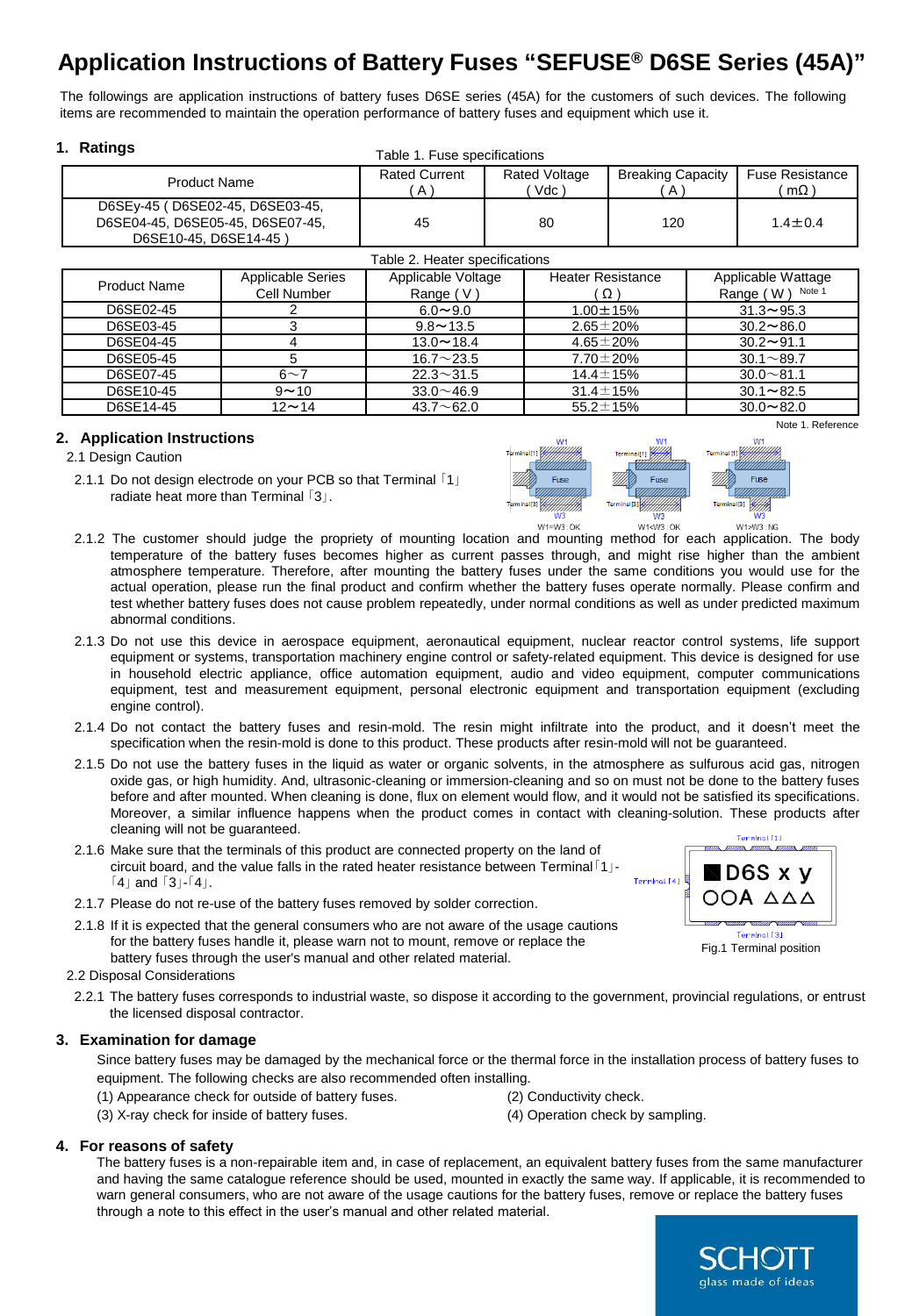# Application Instructions of Battery Fuses "SEFUSE® D6SE Series (45A)"

The followings are application instructions of battery fuses D6SE series (45A) for the customers of such devices. The following items are recommended to maintain the operation performance of battery fuses and equipment which use it.

## 1. Ratings

Table 1. Fuse specifications

| Product Name | Rated Current ( A ) | Rated Voltage ( Vdc ) | Breaking Capacity ( A ) | Fuse Resistance ( mΩ ) |
|---|---|---|---|---|
| D6SEy-45 ( D6SE02-45, D6SE03-45, D6SE04-45, D6SE05-45, D6SE07-45, D6SE10-45, D6SE14-45 ) | 45 | 80 | 120 | 1.4±0.4 |

Table 2. Heater specifications

| Product Name | Applicable Series Cell Number | Applicable Voltage Range ( V ) | Heater Resistance ( Ω ) | Applicable Wattage Range ( W ) Note 1 |
|---|---|---|---|---|
| D6SE02-45 | 2 | 6.0～9.0 | 1.00±15% | 31.3～95.3 |
| D6SE03-45 | 3 | 9.8～13.5 | 2.65±20% | 30.2～86.0 |
| D6SE04-45 | 4 | 13.0～18.4 | 4.65±20% | 30.2～91.1 |
| D6SE05-45 | 5 | 16.7～23.5 | 7.70±20% | 30.1～89.7 |
| D6SE07-45 | 6～7 | 22.3～31.5 | 14.4±15% | 30.0～81.1 |
| D6SE10-45 | 9～10 | 33.0～46.9 | 31.4±15% | 30.1～82.5 |
| D6SE14-45 | 12～14 | 43.7～62.0 | 55.2±15% | 30.0～82.0 |

Note 1. Reference

## 2. Application Instructions

2.1 Design Caution

2.1.1 Do not design electrode on your PCB so that Terminal「1」radiate heat more than Terminal「3」.

W1=W3 : OK    W1<W3 : OK    W1>W3 : NG

2.1.2 The customer should judge the propriety of mounting location and mounting method for each application. The body temperature of the battery fuses becomes higher as current passes through, and might rise higher than the ambient atmosphere temperature. Therefore, after mounting the battery fuses under the same conditions you would use for the actual operation, please run the final product and confirm whether the battery fuses operate normally. Please confirm and test whether battery fuses does not cause problem repeatedly, under normal conditions as well as under predicted maximum abnormal conditions.

2.1.3 Do not use this device in aerospace equipment, aeronautical equipment, nuclear reactor control systems, life support equipment or systems, transportation machinery engine control or safety-related equipment. This device is designed for use in household electric appliance, office automation equipment, audio and video equipment, computer communications equipment, test and measurement equipment, personal electronic equipment and transportation equipment (excluding engine control).

2.1.4 Do not contact the battery fuses and resin-mold. The resin might infiltrate into the product, and it doesn't meet the specification when the resin-mold is done to this product. These products after resin-mold will not be guaranteed.

2.1.5 Do not use the battery fuses in the liquid as water or organic solvents, in the atmosphere as sulfurous acid gas, nitrogen oxide gas, or high humidity. And, ultrasonic-cleaning or immersion-cleaning and so on must not be done to the battery fuses before and after mounted. When cleaning is done, flux on element would flow, and it would not be satisfied its specifications. Moreover, a similar influence happens when the product comes in contact with cleaning-solution. These products after cleaning will not be guaranteed.

2.1.6 Make sure that the terminals of this product are connected property on the land of circuit board, and the value falls in the rated heater resistance between Terminal「1」-「4」 and「3」-「4」.

2.1.7 Please do not re-use of the battery fuses removed by solder correction.

2.1.8 If it is expected that the general consumers who are not aware of the usage cautions for the battery fuses handle it, please warn not to mount, remove or replace the battery fuses through the user's manual and other related material.

Fig.1 Terminal position

2.2 Disposal Considerations

2.2.1 The battery fuses corresponds to industrial waste, so dispose it according to the government, provincial regulations, or entrust the licensed disposal contractor.

## 3. Examination for damage

Since battery fuses may be damaged by the mechanical force or the thermal force in the installation process of battery fuses to equipment. The following checks are also recommended often installing.

(1) Appearance check for outside of battery fuses.
(2) Conductivity check.
(3) X-ray check for inside of battery fuses.
(4) Operation check by sampling.

## 4. For reasons of safety

The battery fuses is a non-repairable item and, in case of replacement, an equivalent battery fuses from the same manufacturer and having the same catalogue reference should be used, mounted in exactly the same way. If applicable, it is recommended to warn general consumers, who are not aware of the usage cautions for the battery fuses, remove or replace the battery fuses through a note to this effect in the user's manual and other related material.

SCHOTT glass made of ideas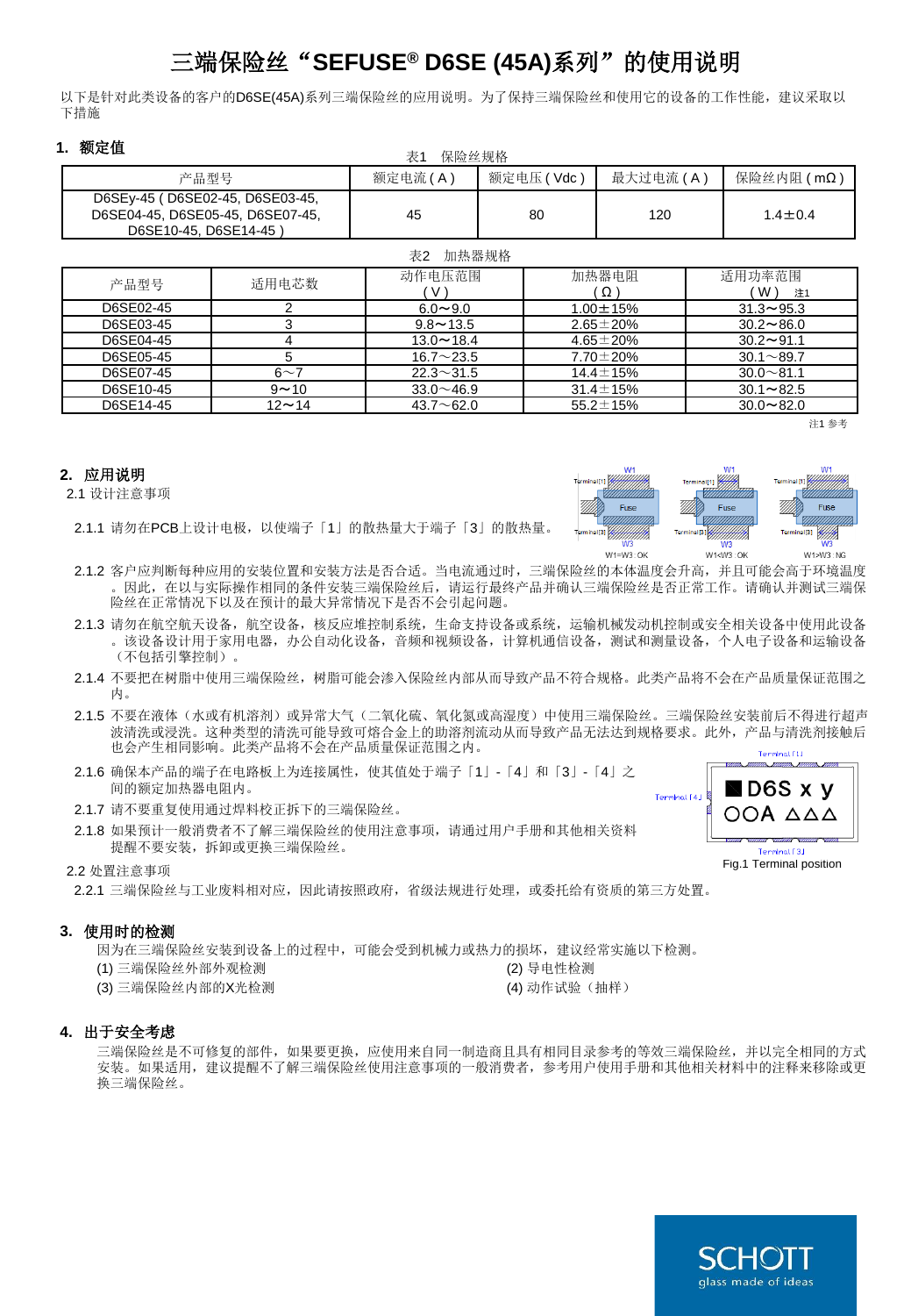# 三端保险丝“SEFUSE® D6SE (45A)系列”的使用说明

以下是针对此类设备的客户的D6SE(45A)系列三端保险丝的应用说明。为了保持三端保险丝和使用它的设备的工作性能，建议采取以下措施

## 1. 额定值

表1 保险丝规格

| 产品型号 | 额定电流 ( A ) | 额定电压 ( Vdc ) | 最大过电流 ( A ) | 保险丝内阻 ( mΩ ) |
|---|---|---|---|---|
| D6SEy-45 ( D6SE02-45, D6SE03-45, D6SE04-45, D6SE05-45, D6SE07-45, D6SE10-45, D6SE14-45 ) | 45 | 80 | 120 | 1.4±0.4 |

表2 加热器规格

| 产品型号 | 适用电芯数 | 动作电压范围 ( V ) | 加热器电阻 ( Ω ) | 适用功率范围 ( W ) 注1 |
|---|---|---|---|---|
| D6SE02-45 | 2 | 6.0～9.0 | 1.00±15% | 31.3～95.3 |
| D6SE03-45 | 3 | 9.8～13.5 | 2.65±20% | 30.2～86.0 |
| D6SE04-45 | 4 | 13.0～18.4 | 4.65±20% | 30.2～91.1 |
| D6SE05-45 | 5 | 16.7～23.5 | 7.70±20% | 30.1～89.7 |
| D6SE07-45 | 6～7 | 22.3～31.5 | 14.4±15% | 30.0～81.1 |
| D6SE10-45 | 9～10 | 33.0～46.9 | 31.4±15% | 30.1～82.5 |
| D6SE14-45 | 12～14 | 43.7～62.0 | 55.2±15% | 30.0～82.0 |

注1 参考

## 2. 应用说明

2.1 设计注意事项

2.1.1 请勿在PCB上设计电极，以使端子「1」的散热量大于端子「3」的散热量。

W1=W3 :OK W1<W3 :OK W1>W3 :NG

2.1.2 客户应判断每种应用的安装位置和安装方法是否合适。当电流通过时，三端保险丝的本体温度会升高，并且可能会高于环境温度。因此，在以与实际操作相同的条件安装三端保险丝后，请运行最终产品并确认三端保险丝是否正常工作。请确认并测试三端保险丝在正常情况下以及在预计的最大异常情况下是否不会引起问题。

2.1.3 请勿在航空航天设备，航空设备，核反应堆控制系统，生命支持设备或系统，运输机械发动机控制或安全相关设备中使用此设备。该设备设计用于家用电器，办公自动化设备，音频和视频设备，计算机通信设备，测试和测量设备，个人电子设备和运输设备（不包括引擎控制）。

2.1.4 不要把在树脂中使用三端保险丝，树脂可能会渗入保险丝内部从而导致产品不符合规格。此类产品将不会在产品质量保证范围之内。

2.1.5 不要在液体（水或有机溶剂）或异常大气（二氧化硫、氧化氮或高湿度）中使用三端保险丝。三端保险丝安装前后不得进行超声波清洗或浸洗。这种类型的清洗可能导致可熔合金上的助溶剂流动从而导致产品无法达到规格要求。此外，产品与清洗剂接触后也会产生相同影响。此类产品将不会在产品质量保证范围之内。

2.1.6 确保本产品的端子在电路板上为连接属性，使其值处于端子「1」-「4」和「3」-「4」之间的额定加热器电阻内。

2.1.7 请不要重复使用通过焊料校正拆下的三端保险丝。

2.1.8 如果预计一般消费者不了解三端保险丝的使用注意事项，请通过用户手册和其他相关资料提醒不要安装，拆卸或更换三端保险丝。

Terminal [1] Terminal [4] Terminal [3]
D6S x y
OOA △△△

Fig.1 Terminal position

2.2 处置注意事项

2.2.1 三端保险丝与工业废料相对应，因此请按照政府，省级法规进行处理，或委托给有资质的第三方处置。

## 3. 使用时的检测

因为在三端保险丝安装到设备上的过程中，可能会受到机械力或热力的损坏，建议经常实施以下检测。

(1) 三端保险丝外部外观检测
(2) 导电性检测
(3) 三端保险丝内部的X光检测
(4) 动作试验（抽样）

## 4. 出于安全考虑

三端保险丝是不可修复的部件，如果要更换，应使用来自同一制造商且具有相同目录参考的等效三端保险丝，并以完全相同的方式安装。如果适用，建议提醒不了解三端保险丝使用注意事项的一般消费者，参考用户使用手册和其他相关材料中的注释来移除或更换三端保险丝。

SCHOTT glass made of ideas